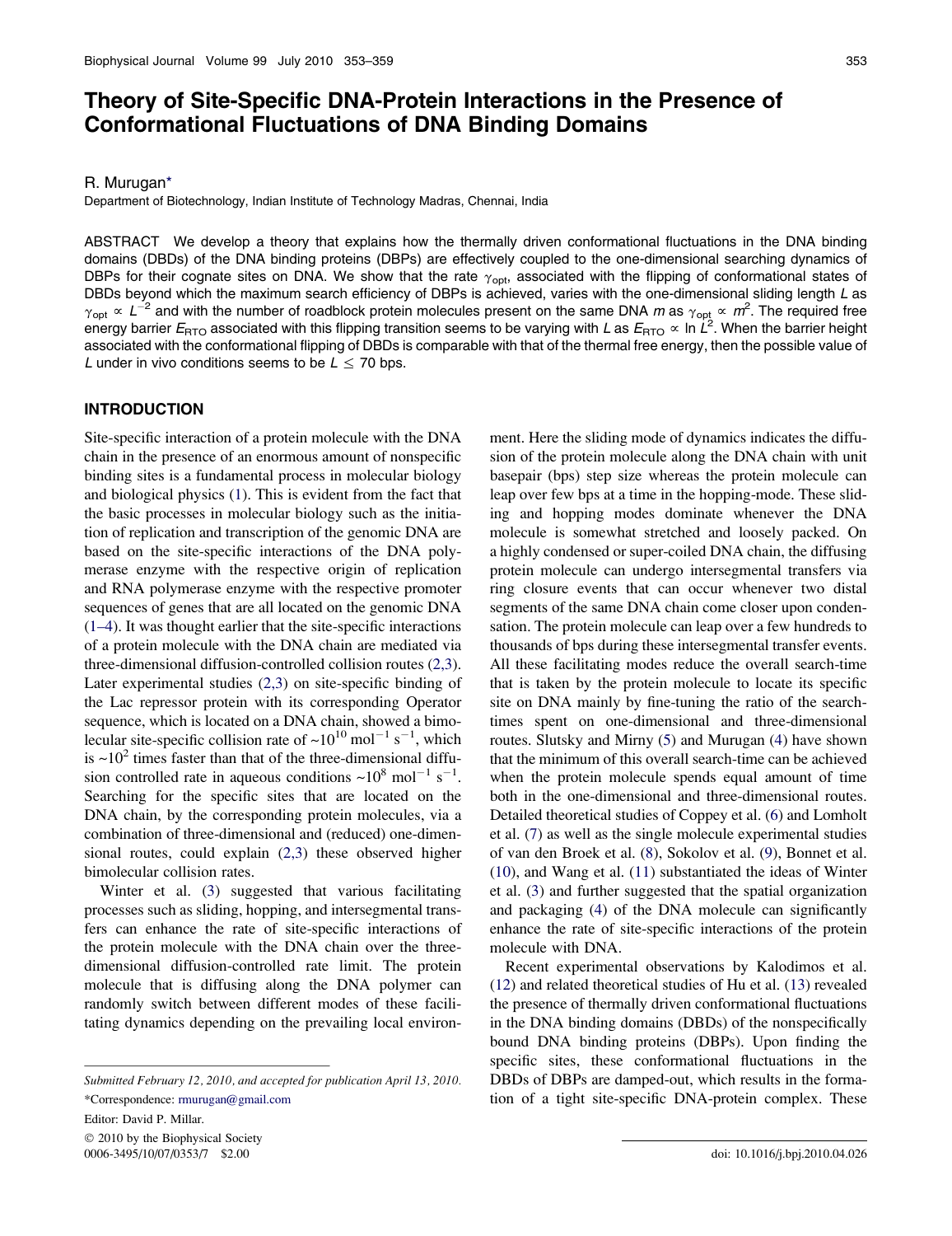# Theory of Site-Specific DNA-Protein Interactions in the Presence of Conformational Fluctuations of DNA Binding Domains

R. Murugan*

Department of Biotechnology, Indian Institute of Technology Madras, Chennai, India

ABSTRACT We develop a theory that explains how the thermally driven conformational fluctuations in the DNA binding domains (DBDs) of the DNA binding proteins (DBPs) are effectively coupled to the one-dimensional searching dynamics of DBPs for their cognate sites on DNA. We show that the rate $\gamma_{opt}$, associated with the flipping of conformational states of DBDs beyond which the maximum search efficiency of DBPs is achieved, varies with the one-dimensional sliding length $L$ as $\gamma_{opt} \propto L^{-2}$ and with the number of roadblock protein molecules present on the same DNA $m$ as $\gamma_{opt} \propto m^2$. The required free energy barrier $E_{RTO}$ associated with this flipping transition seems to be varying with $L$ as $E_{RTO} \propto \ln L^2$. When the barrier height associated with the conformational flipping of DBDs is comparable with that of the thermal free energy, then the possible value of $L$ under in vivo conditions seems to be $L \leq 70$ bps.

## INTRODUCTION

Site-specific interaction of a protein molecule with the DNA chain in the presence of an enormous amount of nonspecific binding sites is a fundamental process in molecular biology and biological physics (1). This is evident from the fact that the basic processes in molecular biology such as the initiation of replication and transcription of the genomic DNA are based on the site-specific interactions of the DNA polymerase enzyme with the respective origin of replication and RNA polymerase enzyme with the respective promoter sequences of genes that are all located on the genomic DNA (1–4). It was thought earlier that the site-specific interactions of a protein molecule with the DNA chain are mediated via three-dimensional diffusion-controlled collision routes (2,3). Later experimental studies (2,3) on site-specific binding of the Lac repressor protein with its corresponding Operator sequence, which is located on a DNA chain, showed a bimolecular site-specific collision rate of $\sim 10^{10}$ mol$^{-1}$ s$^{-1}$, which is $\sim 10^2$ times faster than that of the three-dimensional diffusion controlled rate in aqueous conditions $\sim 10^8$ mol$^{-1}$ s$^{-1}$. Searching for the specific sites that are located on the DNA chain, by the corresponding protein molecules, via a combination of three-dimensional and (reduced) one-dimensional routes, could explain (2,3) these observed higher bimolecular collision rates.

Winter et al. (3) suggested that various facilitating processes such as sliding, hopping, and intersegmental transfers can enhance the rate of site-specific interactions of the protein molecule with the DNA chain over the three-dimensional diffusion-controlled rate limit. The protein molecule that is diffusing along the DNA polymer can randomly switch between different modes of these facilitating dynamics depending on the prevailing local environment. Here the sliding mode of dynamics indicates the diffusion of the protein molecule along the DNA chain with unit basepair (bps) step size whereas the protein molecule can leap over few bps at a time in the hopping-mode. These sliding and hopping modes dominate whenever the DNA molecule is somewhat stretched and loosely packed. On a highly condensed or super-coiled DNA chain, the diffusing protein molecule can undergo intersegmental transfers via ring closure events that can occur whenever two distal segments of the same DNA chain come closer upon condensation. The protein molecule can leap over a few hundreds to thousands of bps during these intersegmental transfer events. All these facilitating modes reduce the overall search-time that is taken by the protein molecule to locate its specific site on DNA mainly by fine-tuning the ratio of the search-times spent on one-dimensional and three-dimensional routes. Slutsky and Mirny (5) and Murugan (4) have shown that the minimum of this overall search-time can be achieved when the protein molecule spends equal amount of time both in the one-dimensional and three-dimensional routes. Detailed theoretical studies of Coppey et al. (6) and Lomholt et al. (7) as well as the single molecule experimental studies of van den Broek et al. (8), Sokolov et al. (9), Bonnet et al. (10), and Wang et al. (11) substantiated the ideas of Winter et al. (3) and further suggested that the spatial organization and packaging (4) of the DNA molecule can significantly enhance the rate of site-specific interactions of the protein molecule with DNA.

Recent experimental observations by Kalodimos et al. (12) and related theoretical studies of Hu et al. (13) revealed the presence of thermally driven conformational fluctuations in the DNA binding domains (DBDs) of the nonspecifically bound DNA binding proteins (DBPs). Upon finding the specific sites, these conformational fluctuations in the DBDs of DBPs are damped-out, which results in the formation of a tight site-specific DNA-protein complex. These

Submitted February 12, 2010, and accepted for publication April 13, 2010.

*Correspondence: rmurugan@gmail.com

Editor: David P. Millar.

© 2010 by the Biophysical Society
0006-3495/10/07/0353/7 $2.00

doi: 10.1016/j.bpj.2010.04.026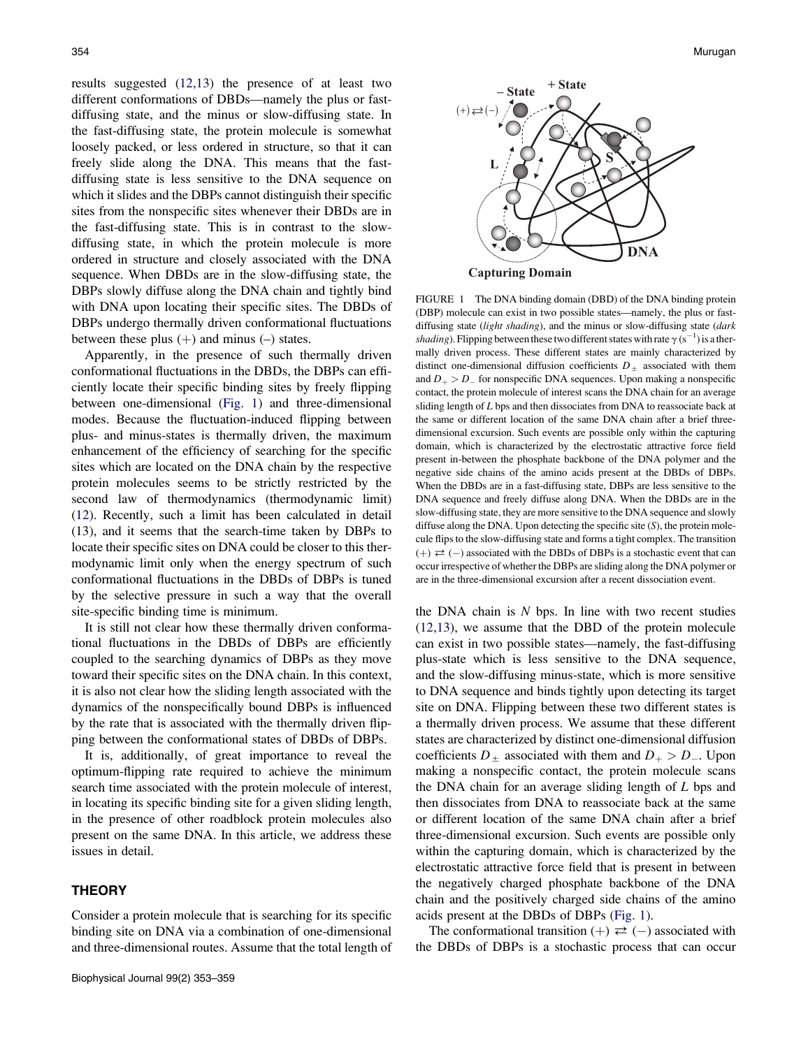results suggested (12,13) the presence of at least two different conformations of DBDs—namely the plus or fast-diffusing state, and the minus or slow-diffusing state. In the fast-diffusing state, the protein molecule is somewhat loosely packed, or less ordered in structure, so that it can freely slide along the DNA. This means that the fast-diffusing state is less sensitive to the DNA sequence on which it slides and the DBPs cannot distinguish their specific sites from the nonspecific sites whenever their DBDs are in the fast-diffusing state. This is in contrast to the slow-diffusing state, in which the protein molecule is more ordered in structure and closely associated with the DNA sequence. When DBDs are in the slow-diffusing state, the DBPs slowly diffuse along the DNA chain and tightly bind with DNA upon locating their specific sites. The DBDs of DBPs undergo thermally driven conformational fluctuations between these plus (+) and minus (–) states.

Apparently, in the presence of such thermally driven conformational fluctuations in the DBDs, the DBPs can efficiently locate their specific binding sites by freely flipping between one-dimensional (Fig. 1) and three-dimensional modes. Because the fluctuation-induced flipping between plus- and minus-states is thermally driven, the maximum enhancement of the efficiency of searching for the specific sites which are located on the DNA chain by the respective protein molecules seems to be strictly restricted by the second law of thermodynamics (thermodynamic limit) (12). Recently, such a limit has been calculated in detail (13), and it seems that the search-time taken by DBPs to locate their specific sites on DNA could be closer to this thermodynamic limit only when the energy spectrum of such conformational fluctuations in the DBDs of DBPs is tuned by the selective pressure in such a way that the overall site-specific binding time is minimum.

It is still not clear how these thermally driven conformational fluctuations in the DBDs of DBPs are efficiently coupled to the searching dynamics of DBPs as they move toward their specific sites on the DNA chain. In this context, it is also not clear how the sliding length associated with the dynamics of the nonspecifically bound DBPs is influenced by the rate that is associated with the thermally driven flipping between the conformational states of DBDs of DBPs.

It is, additionally, of great importance to reveal the optimum-flipping rate required to achieve the minimum search time associated with the protein molecule of interest, in locating its specific binding site for a given sliding length, in the presence of other roadblock protein molecules also present on the same DNA. In this article, we address these issues in detail.

## THEORY

Consider a protein molecule that is searching for its specific binding site on DNA via a combination of one-dimensional and three-dimensional routes. Assume that the total length of the DNA chain is $N$ bps. In line with two recent studies (12,13), we assume that the DBD of the protein molecule can exist in two possible states—namely, the fast-diffusing plus-state which is less sensitive to the DNA sequence, and the slow-diffusing minus-state, which is more sensitive to DNA sequence and binds tightly upon detecting its target site on DNA. Flipping between these two different states is a thermally driven process. We assume that these different states are characterized by distinct one-dimensional diffusion coefficients $D_{\pm}$ associated with them and $D_{+} > D_{-}$. Upon making a nonspecific contact, the protein molecule scans the DNA chain for an average sliding length of $L$ bps and then dissociates from DNA to reassociate back at the same or different location of the same DNA chain after a brief three-dimensional excursion. Such events are possible only within the capturing domain, which is characterized by the electrostatic attractive force field that is present in between the negatively charged phosphate backbone of the DNA chain and the positively charged side chains of the amino acids present at the DBDs of DBPs (Fig. 1).

– State
+ State
$(+) \rightleftarrows (-)$
L
S
DNA
Capturing Domain

FIGURE 1 The DNA binding domain (DBD) of the DNA binding protein (DBP) molecule can exist in two possible states—namely, the plus or fast-diffusing state (*light shading*), and the minus or slow-diffusing state (*dark shading*). Flipping between these two different states with rate $\gamma$ ($s^{-1}$) is a thermally driven process. These different states are mainly characterized by distinct one-dimensional diffusion coefficients $D_{\pm}$ associated with them and $D_{+} > D_{-}$ for nonspecific DNA sequences. Upon making a nonspecific contact, the protein molecule of interest scans the DNA chain for an average sliding length of $L$ bps and then dissociates from DNA to reassociate back at the same or different location of the same DNA chain after a brief three-dimensional excursion. Such events are possible only within the capturing domain, which is characterized by the electrostatic attractive force field present in-between the phosphate backbone of the DNA polymer and the negative side chains of the amino acids present at the DBDs of DBPs. When the DBDs are in a fast-diffusing state, DBPs are less sensitive to the DNA sequence and freely diffuse along DNA. When the DBDs are in the slow-diffusing state, they are more sensitive to the DNA sequence and slowly diffuse along the DNA. Upon detecting the specific site ($S$), the protein molecule flips to the slow-diffusing state and forms a tight complex. The transition $(+) \rightleftarrows (-)$ associated with the DBDs of DBPs is a stochastic event that can occur irrespective of whether the DBPs are sliding along the DNA polymer or are in the three-dimensional excursion after a recent dissociation event.

The conformational transition $(+) \rightleftarrows (-)$ associated with the DBDs of DBPs is a stochastic process that can occur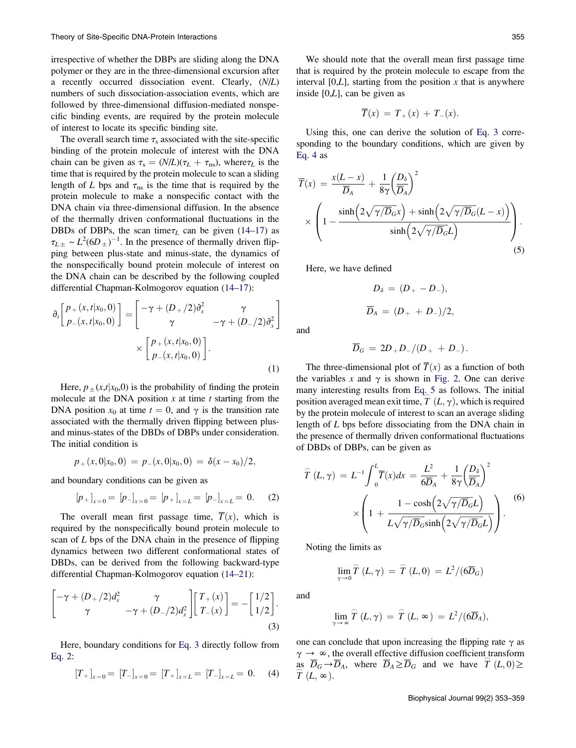irrespective of whether the DBPs are sliding along the DNA polymer or they are in the three-dimensional excursion after a recently occurred dissociation event. Clearly, $(N/L)$ numbers of such dissociation-association events, which are followed by three-dimensional diffusion-mediated nonspecific binding events, are required by the protein molecule of interest to locate its specific binding site.

The overall search time $\tau_s$ associated with the site-specific binding of the protein molecule of interest with the DNA chain can be given as $\tau_s = (N/L)(\tau_L + \tau_{ns})$, where $\tau_L$ is the time that is required by the protein molecule to scan a sliding length of $L$ bps and $\tau_{ns}$ is the time that is required by the protein molecule to make a nonspecific contact with the DNA chain via three-dimensional diffusion. In the absence of the thermally driven conformational fluctuations in the DBDs of DBPs, the scan time $\tau_L$ can be given (14–17) as $\tau_{L\pm} \sim L^2(6D_\pm)^{-1}$. In the presence of thermally driven flipping between plus-state and minus-state, the dynamics of the nonspecifically bound protein molecule of interest on the DNA chain can be described by the following coupled differential Chapman-Kolmogorov equation (14–17):

$$\partial_t \begin{bmatrix} p_+(x,t|x_0,0) \\ p_-(x,t|x_0,0) \end{bmatrix} = \begin{bmatrix} -\gamma + (D_+/2)\partial_x^2 & \gamma \\ \gamma & -\gamma + (D_-/2)\partial_x^2 \end{bmatrix} \times \begin{bmatrix} p_+(x,t|x_0,0) \\ p_-(x,t|x_0,0) \end{bmatrix}. \tag{1}$$

Here, $p_\pm(x,t|x_0,0)$ is the probability of finding the protein molecule at the DNA position $x$ at time $t$ starting from the DNA position $x_0$ at time $t = 0$, and $\gamma$ is the transition rate associated with the thermally driven flipping between plus- and minus-states of the DBDs of DBPs under consideration. The initial condition is

$$p_+(x,0|x_0,0) = p_-(x,0|x_0,0) = \delta(x - x_0)/2,$$

and boundary conditions can be given as

$$[p_+]_{x=0} = [p_-]_{x=0} = [p_+]_{x=L} = [p_-]_{x=L} = 0. \tag{2}$$

The overall mean first passage time, $\overline{T}(x)$, which is required by the nonspecifically bound protein molecule to scan of $L$ bps of the DNA chain in the presence of flipping dynamics between two different conformational states of DBDs, can be derived from the following backward-type differential Chapman-Kolmogorov equation (14–21):

$$\begin{bmatrix} -\gamma + (D_+/2)d_x^2 & \gamma \\ \gamma & -\gamma + (D_-/2)d_x^2 \end{bmatrix} \begin{bmatrix} T_+(x) \\ T_-(x) \end{bmatrix} = -\begin{bmatrix} 1/2 \\ 1/2 \end{bmatrix}. \tag{3}$$

Here, boundary conditions for Eq. 3 directly follow from Eq. 2:

$$[T_+]_{x=0} = [T_-]_{x=0} = [T_+]_{x=L} = [T_-]_{x=L} = 0. \tag{4}$$

We should note that the overall mean first passage time that is required by the protein molecule to escape from the interval $[0,L]$, starting from the position $x$ that is anywhere inside $[0,L]$, can be given as

$$\overline{T}(x) = T_+(x) + T_-(x).$$

Using this, one can derive the solution of Eq. 3 corresponding to the boundary conditions, which are given by Eq. 4 as

$$\overline{T}(x) = \frac{x(L-x)}{\overline{D}_A} + \frac{1}{8\gamma}\left(\frac{D_\delta}{\overline{D}_A}\right)^2 \times \left(1 - \frac{\sinh\left(2\sqrt{\gamma/\overline{D}_G}x\right) + \sinh\left(2\sqrt{\gamma/\overline{D}_G}(L-x)\right)}{\sinh\left(2\sqrt{\gamma/\overline{D}_G}L\right)}\right). \tag{5}$$

Here, we have defined

$$D_\delta = (D_+ - D_-),$$

$$\overline{D}_A = (D_+ + D_-)/2,$$

and

$$\overline{D}_G = 2D_+D_-/(D_+ + D_-).$$

The three-dimensional plot of $\overline{T}(x)$ as a function of both the variables $x$ and $\gamma$ is shown in Fig. 2. One can derive many interesting results from Eq. 5 as follows. The initial position averaged mean exit time, $\widehat{T}(L,\gamma)$, which is required by the protein molecule of interest to scan an average sliding length of $L$ bps before dissociating from the DNA chain in the presence of thermally driven conformational fluctuations of DBDs of DBPs, can be given as

$$\widehat{T}(L,\gamma) = L^{-1}\int_0^L \overline{T}(x)dx = \frac{L^2}{6\overline{D}_A} + \frac{1}{8\gamma}\left(\frac{D_\delta}{\overline{D}_A}\right)^2 \times \left(1 + \frac{1 - \cosh\left(2\sqrt{\gamma/\overline{D}_G}L\right)}{L\sqrt{\gamma/\overline{D}_G}\sinh\left(2\sqrt{\gamma/\overline{D}_G}L\right)}\right). \tag{6}$$

Noting the limits as

$$\lim_{\gamma\to 0}\widehat{T}(L,\gamma) = \widehat{T}(L,0) = L^2/(6\overline{D}_G)$$

and

$$\lim_{\gamma\to\infty}\widehat{T}(L,\gamma) = \widehat{T}(L,\infty) = L^2/(6\overline{D}_A),$$

one can conclude that upon increasing the flipping rate $\gamma$ as $\gamma \to \infty$, the overall effective diffusion coefficient transform as $\overline{D}_G \to \overline{D}_A$, where $\overline{D}_A \geq \overline{D}_G$ and we have $\widehat{T}(L,0) \geq \widehat{T}(L,\infty)$.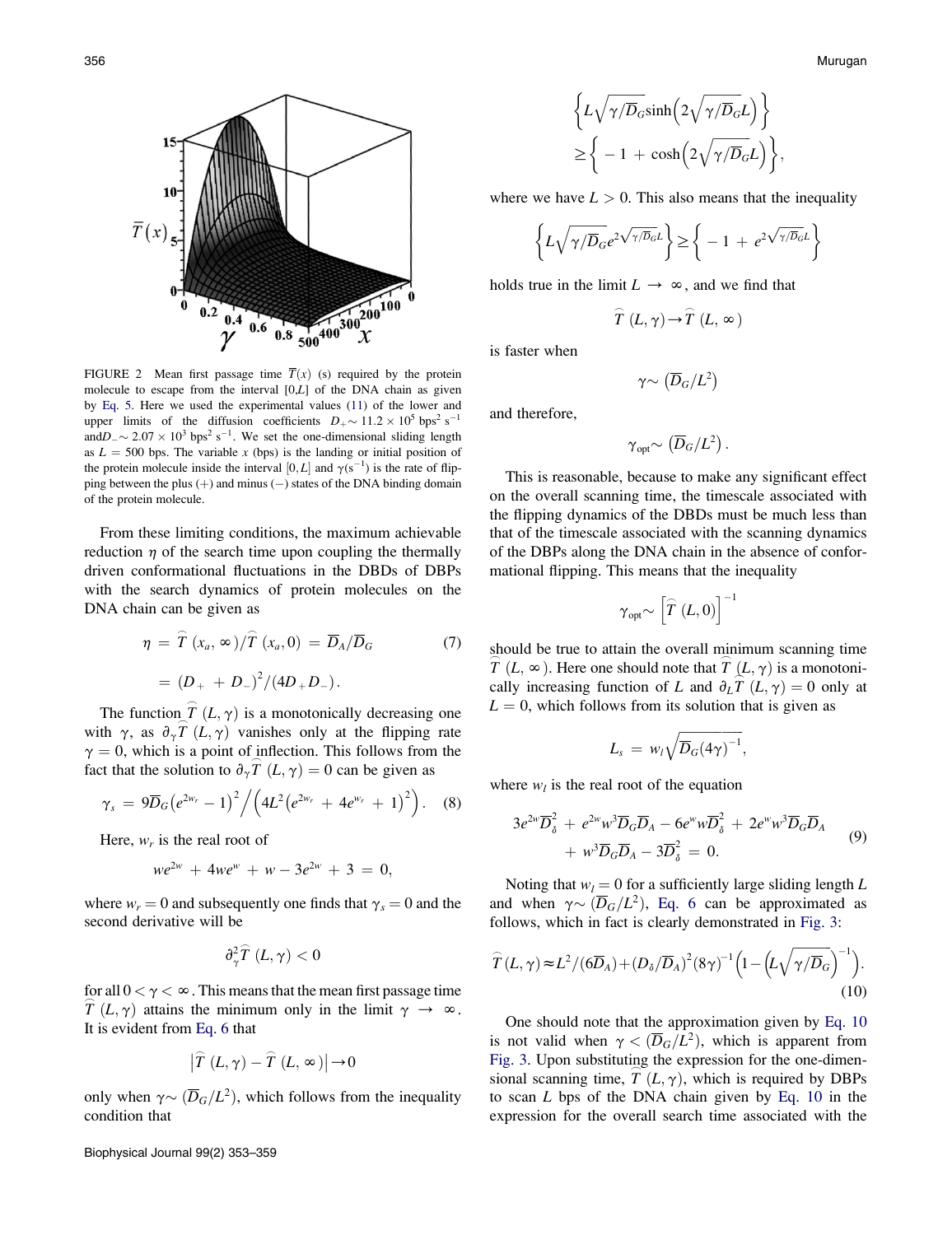FIGURE 2 Mean first passage time $\overline{T}(x)$ (s) required by the protein molecule to escape from the interval [0,L] of the DNA chain as given by Eq. 5. Here we used the experimental values (11) of the lower and upper limits of the diffusion coefficients $D_+ \sim 11.2 \times 10^5$ bps$^2$ s$^{-1}$ and $D_- \sim 2.07 \times 10^3$ bps$^2$ s$^{-1}$. We set the one-dimensional sliding length as $L = 500$ bps. The variable $x$ (bps) is the landing or initial position of the protein molecule inside the interval $[0,L]$ and $\gamma$(s$^{-1}$) is the rate of flipping between the plus (+) and minus (−) states of the DNA binding domain of the protein molecule.

From these limiting conditions, the maximum achievable reduction $\eta$ of the search time upon coupling the thermally driven conformational fluctuations in the DBDs of DBPs with the search dynamics of protein molecules on the DNA chain can be given as

$$\eta = \widehat{T}(x_a, \infty)/\widehat{T}(x_a, 0) = \overline{D}_A/\overline{D}_G = (D_+ + D_-)^2/(4D_+D_-). \tag{7}$$

The function $\widehat{T}(L,\gamma)$ is a monotonically decreasing one with $\gamma$, as $\partial_\gamma \widehat{T}(L,\gamma)$ vanishes only at the flipping rate $\gamma = 0$, which is a point of inflection. This follows from the fact that the solution to $\partial_\gamma \widehat{T}(L,\gamma) = 0$ can be given as

$$\gamma_s = 9\overline{D}_G\left(e^{2w_r} - 1\right)^2 \Big/ \left(4L^2\left(e^{2w_r} + 4e^{w_r} + 1\right)^2\right). \tag{8}$$

Here, $w_r$ is the real root of

$$we^{2w} + 4we^{w} + w - 3e^{2w} + 3 = 0,$$

where $w_r = 0$ and subsequently one finds that $\gamma_s = 0$ and the second derivative will be

$$\partial_\gamma^2 \widehat{T}(L,\gamma) < 0$$

for all $0 < \gamma < \infty$. This means that the mean first passage time $\widehat{T}(L,\gamma)$ attains the minimum only in the limit $\gamma \rightarrow \infty$. It is evident from Eq. 6 that

$$\left|\widehat{T}(L,\gamma) - \widehat{T}(L,\infty)\right| \rightarrow 0$$

only when $\gamma \sim (\overline{D}_G/L^2)$, which follows from the inequality condition that

$$\left\{L\sqrt{\gamma/\overline{D}_G}\sinh\left(2\sqrt{\gamma/\overline{D}_G}L\right)\right\} \geq \left\{-1 + \cosh\left(2\sqrt{\gamma/\overline{D}_G}L\right)\right\},$$

where we have $L > 0$. This also means that the inequality

$$\left\{L\sqrt{\gamma/\overline{D}_G}e^{2\sqrt{\gamma/\overline{D}_G}L}\right\} \geq \left\{-1 + e^{2\sqrt{\gamma/\overline{D}_G}L}\right\}$$

holds true in the limit $L \rightarrow \infty$, and we find that

$$\widehat{T}(L,\gamma) \rightarrow \widehat{T}(L,\infty)$$

is faster when

$$\gamma \sim \left(\overline{D}_G/L^2\right)$$

and therefore,

$$\gamma_{\text{opt}} \sim \left(\overline{D}_G/L^2\right).$$

This is reasonable, because to make any significant effect on the overall scanning time, the timescale associated with the flipping dynamics of the DBDs must be much less than that of the timescale associated with the scanning dynamics of the DBPs along the DNA chain in the absence of conformational flipping. This means that the inequality

$$\gamma_{\text{opt}} \sim \left[\widehat{T}(L,0)\right]^{-1}$$

should be true to attain the overall minimum scanning time $\widehat{T}(L,\infty)$. Here one should note that $\widehat{T}(L,\gamma)$ is a monotonically increasing function of $L$ and $\partial_L \widehat{T}(L,\gamma) = 0$ only at $L = 0$, which follows from its solution that is given as

$$L_s = w_l\sqrt{\overline{D}_G(4\gamma)^{-1}},$$

where $w_l$ is the real root of the equation

$$3e^{2w}\overline{D}_\delta^2 + e^{2w}w^3\overline{D}_G\overline{D}_A - 6e^{w}w\overline{D}_\delta^2 + 2e^{w}w^3\overline{D}_G\overline{D}_A + w^3\overline{D}_G\overline{D}_A - 3\overline{D}_\delta^2 = 0. \tag{9}$$

Noting that $w_l = 0$ for a sufficiently large sliding length $L$ and when $\gamma \sim (\overline{D}_G/L^2)$, Eq. 6 can be approximated as follows, which in fact is clearly demonstrated in Fig. 3:

$$\widehat{T}(L,\gamma) \approx L^2/(6\overline{D}_A) + (D_\delta/\overline{D}_A)^2(8\gamma)^{-1}\left(1 - \left(L\sqrt{\gamma/\overline{D}_G}\right)^{-1}\right). \tag{10}$$

One should note that the approximation given by Eq. 10 is not valid when $\gamma < (\overline{D}_G/L^2)$, which is apparent from Fig. 3. Upon substituting the expression for the one-dimensional scanning time, $\widehat{T}(L,\gamma)$, which is required by DBPs to scan $L$ bps of the DNA chain given by Eq. 10 in the expression for the overall search time associated with the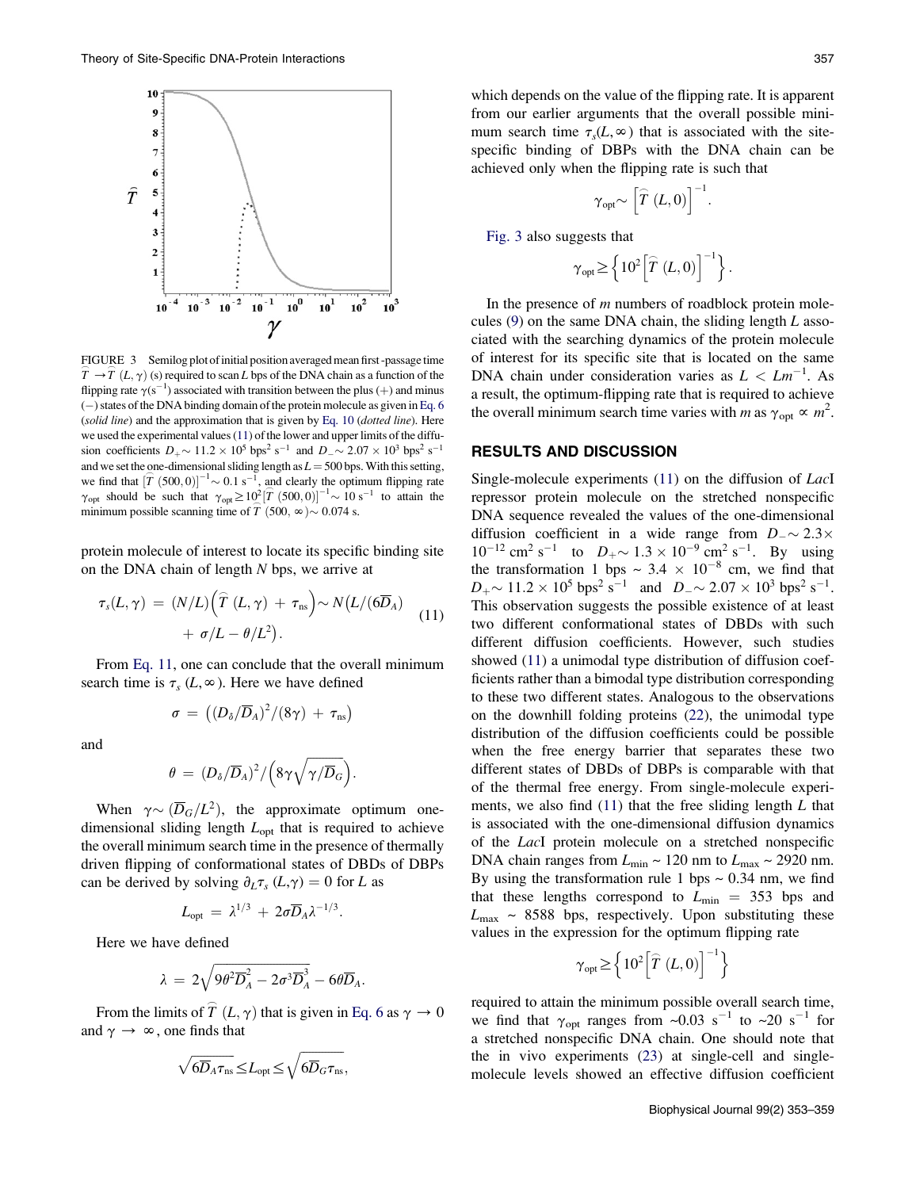FIGURE 3 Semilog plot of initial position averaged mean first-passage time $\widehat{T} \rightarrow \widehat{T}\ (L, \gamma)$ (s) required to scan $L$ bps of the DNA chain as a function of the flipping rate $\gamma(\mathrm{s}^{-1})$ associated with transition between the plus (+) and minus (−) states of the DNA binding domain of the protein molecule as given in Eq. 6 (*solid line*) and the approximation that is given by Eq. 10 (*dotted line*). Here we used the experimental values (11) of the lower and upper limits of the diffusion coefficients $D_+ \sim 11.2 \times 10^5\ \mathrm{bps}^2\ \mathrm{s}^{-1}$ and $D_- \sim 2.07 \times 10^3\ \mathrm{bps}^2\ \mathrm{s}^{-1}$ and we set the one-dimensional sliding length as $L = 500$ bps. With this setting, we find that $[\widehat{T}\ (500, 0)]^{-1} \sim 0.1\ \mathrm{s}^{-1}$, and clearly the optimum flipping rate $\gamma_{\mathrm{opt}}$ should be such that $\gamma_{\mathrm{opt}} \geq 10^2[\widehat{T}\ (500, 0)]^{-1} \sim 10\ \mathrm{s}^{-1}$ to attain the minimum possible scanning time of $\widehat{T}\ (500, \infty) \sim 0.074$ s.

protein molecule of interest to locate its specific binding site on the DNA chain of length $N$ bps, we arrive at

$$\tau_s(L, \gamma) = (N/L)\left(\widehat{T}\ (L, \gamma) + \tau_{\mathrm{ns}}\right) \sim N\left(L/(6\overline{D}_A) + \sigma/L - \theta/L^2\right). \quad (11)$$

From Eq. 11, one can conclude that the overall minimum search time is $\tau_s\ (L, \infty)$. Here we have defined

$$\sigma = \left((D_\delta/\overline{D}_A)^2/(8\gamma) + \tau_{\mathrm{ns}}\right)$$

and

$$\theta = (D_\delta/\overline{D}_A)^2/\left(8\gamma\sqrt{\gamma/\overline{D}_G}\right).$$

When $\gamma \sim (\overline{D}_G/L^2)$, the approximate optimum one-dimensional sliding length $L_{\mathrm{opt}}$ that is required to achieve the overall minimum search time in the presence of thermally driven flipping of conformational states of DBDs of DBPs can be derived by solving $\partial_L \tau_s\ (L, \gamma) = 0$ for $L$ as

$$L_{\mathrm{opt}} = \lambda^{1/3} + 2\sigma\overline{D}_A\lambda^{-1/3}.$$

Here we have defined

$$\lambda = 2\sqrt{9\theta^2\overline{D}_A^2 - 2\sigma^3\overline{D}_A^3} - 6\theta\overline{D}_A.$$

From the limits of $\widehat{T}\ (L, \gamma)$ that is given in Eq. 6 as $\gamma \rightarrow 0$ and $\gamma \rightarrow \infty$, one finds that

$$\sqrt{6\overline{D}_A\tau_{\mathrm{ns}}} \leq L_{\mathrm{opt}} \leq \sqrt{6\overline{D}_G\tau_{\mathrm{ns}}},$$

which depends on the value of the flipping rate. It is apparent from our earlier arguments that the overall possible minimum search time $\tau_s(L, \infty)$ that is associated with the site-specific binding of DBPs with the DNA chain can be achieved only when the flipping rate is such that

$$\gamma_{\mathrm{opt}} \sim \left[\widehat{T}\ (L, 0)\right]^{-1}.$$

Fig. 3 also suggests that

$$\gamma_{\mathrm{opt}} \geq \left\{10^2\left[\widehat{T}\ (L, 0)\right]^{-1}\right\}.$$

In the presence of $m$ numbers of roadblock protein molecules (9) on the same DNA chain, the sliding length $L$ associated with the searching dynamics of the protein molecule of interest for its specific site that is located on the same DNA chain under consideration varies as $L < Lm^{-1}$. As a result, the optimum-flipping rate that is required to achieve the overall minimum search time varies with $m$ as $\gamma_{\mathrm{opt}} \propto m^2$.

## RESULTS AND DISCUSSION

Single-molecule experiments (11) on the diffusion of *Lac*I repressor protein molecule on the stretched nonspecific DNA sequence revealed the values of the one-dimensional diffusion coefficient in a wide range from $D_- \sim 2.3 \times 10^{-12}\ \mathrm{cm}^2\ \mathrm{s}^{-1}$ to $D_+ \sim 1.3 \times 10^{-9}\ \mathrm{cm}^2\ \mathrm{s}^{-1}$. By using the transformation 1 bps ~ $3.4 \times 10^{-8}$ cm, we find that $D_+ \sim 11.2 \times 10^5\ \mathrm{bps}^2\ \mathrm{s}^{-1}$ and $D_- \sim 2.07 \times 10^3\ \mathrm{bps}^2\ \mathrm{s}^{-1}$. This observation suggests the possible existence of at least two different conformational states of DBDs with such different diffusion coefficients. However, such studies showed (11) a unimodal type distribution of diffusion coefficients rather than a bimodal type distribution corresponding to these two different states. Analogous to the observations on the downhill folding proteins (22), the unimodal type distribution of the diffusion coefficients could be possible when the free energy barrier that separates these two different states of DBDs of DBPs is comparable with that of the thermal free energy. From single-molecule experiments, we also find (11) that the free sliding length $L$ that is associated with the one-dimensional diffusion dynamics of the *Lac*I protein molecule on a stretched nonspecific DNA chain ranges from $L_{\mathrm{min}}$ ~ 120 nm to $L_{\mathrm{max}}$ ~ 2920 nm. By using the transformation rule 1 bps ~ 0.34 nm, we find that these lengths correspond to $L_{\mathrm{min}}$ = 353 bps and $L_{\mathrm{max}}$ ~ 8588 bps, respectively. Upon substituting these values in the expression for the optimum flipping rate

$$\gamma_{\mathrm{opt}} \geq \left\{10^2\left[\widehat{T}\ (L, 0)\right]^{-1}\right\}$$

required to attain the minimum possible overall search time, we find that $\gamma_{\mathrm{opt}}$ ranges from ~0.03 $\mathrm{s}^{-1}$ to ~20 $\mathrm{s}^{-1}$ for a stretched nonspecific DNA chain. One should note that the in vivo experiments (23) at single-cell and single-molecule levels showed an effective diffusion coefficient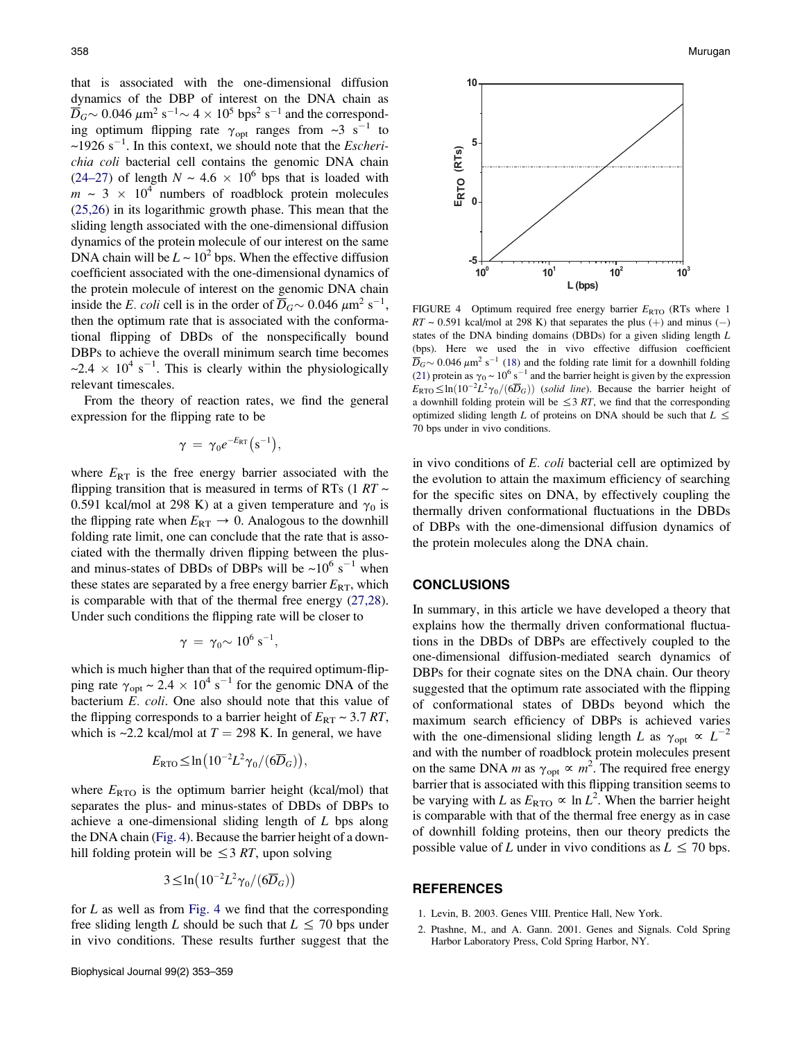that is associated with the one-dimensional diffusion dynamics of the DBP of interest on the DNA chain as $\overline{D}_G \sim 0.046\ \mu m^2\ s^{-1} \sim 4 \times 10^5\ bps^2\ s^{-1}$ and the corresponding optimum flipping rate $\gamma_{opt}$ ranges from $\sim 3\ s^{-1}$ to $\sim 1926\ s^{-1}$. In this context, we should note that the *Escherichia coli* bacterial cell contains the genomic DNA chain (24–27) of length $N \sim 4.6 \times 10^6$ bps that is loaded with $m \sim 3 \times 10^4$ numbers of roadblock protein molecules (25,26) in its logarithmic growth phase. This mean that the sliding length associated with the one-dimensional diffusion dynamics of the protein molecule of our interest on the same DNA chain will be $L \sim 10^2$ bps. When the effective diffusion coefficient associated with the one-dimensional dynamics of the protein molecule of interest on the genomic DNA chain inside the *E. coli* cell is in the order of $\overline{D}_G \sim 0.046\ \mu m^2\ s^{-1}$, then the optimum rate that is associated with the conformational flipping of DBDs of the nonspecifically bound DBPs to achieve the overall minimum search time becomes $\sim 2.4 \times 10^4\ s^{-1}$. This is clearly within the physiologically relevant timescales.

From the theory of reaction rates, we find the general expression for the flipping rate to be

$$\gamma = \gamma_0 e^{-E_{RT}} \left(s^{-1}\right),$$

where $E_{RT}$ is the free energy barrier associated with the flipping transition that is measured in terms of RTs (1 $RT \sim$ 0.591 kcal/mol at 298 K) at a given temperature and $\gamma_0$ is the flipping rate when $E_{RT} \rightarrow 0$. Analogous to the downhill folding rate limit, one can conclude that the rate that is associated with the thermally driven flipping between the plus- and minus-states of DBDs of DBPs will be $\sim 10^6\ s^{-1}$ when these states are separated by a free energy barrier $E_{RT}$, which is comparable with that of the thermal free energy (27,28). Under such conditions the flipping rate will be closer to

$$\gamma = \gamma_0 \sim 10^6\ s^{-1},$$

which is much higher than that of the required optimum-flipping rate $\gamma_{opt} \sim 2.4 \times 10^4\ s^{-1}$ for the genomic DNA of the bacterium *E. coli*. One also should note that this value of the flipping corresponds to a barrier height of $E_{RT} \sim 3.7\ RT$, which is $\sim$2.2 kcal/mol at $T = 298$ K. In general, we have

$$E_{RTO} \leq \ln\left(10^{-2} L^2 \gamma_0 / \left(6\overline{D}_G\right)\right),$$

where $E_{RTO}$ is the optimum barrier height (kcal/mol) that separates the plus- and minus-states of DBDs of DBPs to achieve a one-dimensional sliding length of $L$ bps along the DNA chain (Fig. 4). Because the barrier height of a downhill folding protein will be $\leq 3\ RT$, upon solving

$$3 \leq \ln\left(10^{-2} L^2 \gamma_0 / \left(6\overline{D}_G\right)\right)$$

for $L$ as well as from Fig. 4 we find that the corresponding free sliding length $L$ should be such that $L \leq 70$ bps under in vivo conditions. These results further suggest that the in vivo conditions of *E. coli* bacterial cell are optimized by the evolution to attain the maximum efficiency of searching for the specific sites on DNA, by effectively coupling the thermally driven conformational fluctuations in the DBDs of DBPs with the one-dimensional diffusion dynamics of the protein molecules along the DNA chain.

FIGURE 4 Optimum required free energy barrier $E_{RTO}$ (RTs where 1 $RT \sim 0.591$ kcal/mol at 298 K) that separates the plus (+) and minus (−) states of the DNA binding domains (DBDs) for a given sliding length $L$ (bps). Here we used the in vivo effective diffusion coefficient $\overline{D}_G \sim 0.046\ \mu m^2\ s^{-1}$ (18) and the folding rate limit for a downhill folding (21) protein as $\gamma_0 \sim 10^6\ s^{-1}$ and the barrier height is given by the expression $E_{RTO} \leq \ln(10^{-2} L^2 \gamma_0 / (6\overline{D}_G))$ (*solid line*). Because the barrier height of a downhill folding protein will be $\leq 3\ RT$, we find that the corresponding optimized sliding length $L$ of proteins on DNA should be such that $L \leq$ 70 bps under in vivo conditions.

## CONCLUSIONS

In summary, in this article we have developed a theory that explains how the thermally driven conformational fluctuations in the DBDs of DBPs are effectively coupled to the one-dimensional diffusion-mediated search dynamics of DBPs for their cognate sites on the DNA chain. Our theory suggested that the optimum rate associated with the flipping of conformational states of DBDs beyond which the maximum search efficiency of DBPs is achieved varies with the one-dimensional sliding length $L$ as $\gamma_{opt} \propto L^{-2}$ and with the number of roadblock protein molecules present on the same DNA $m$ as $\gamma_{opt} \propto m^2$. The required free energy barrier that is associated with this flipping transition seems to be varying with $L$ as $E_{RTO} \propto \ln L^2$. When the barrier height is comparable with that of the thermal free energy as in case of downhill folding proteins, then our theory predicts the possible value of $L$ under in vivo conditions as $L \leq 70$ bps.

## REFERENCES

1. Levin, B. 2003. Genes VIII. Prentice Hall, New York.
2. Ptashne, M., and A. Gann. 2001. Genes and Signals. Cold Spring Harbor Laboratory Press, Cold Spring Harbor, NY.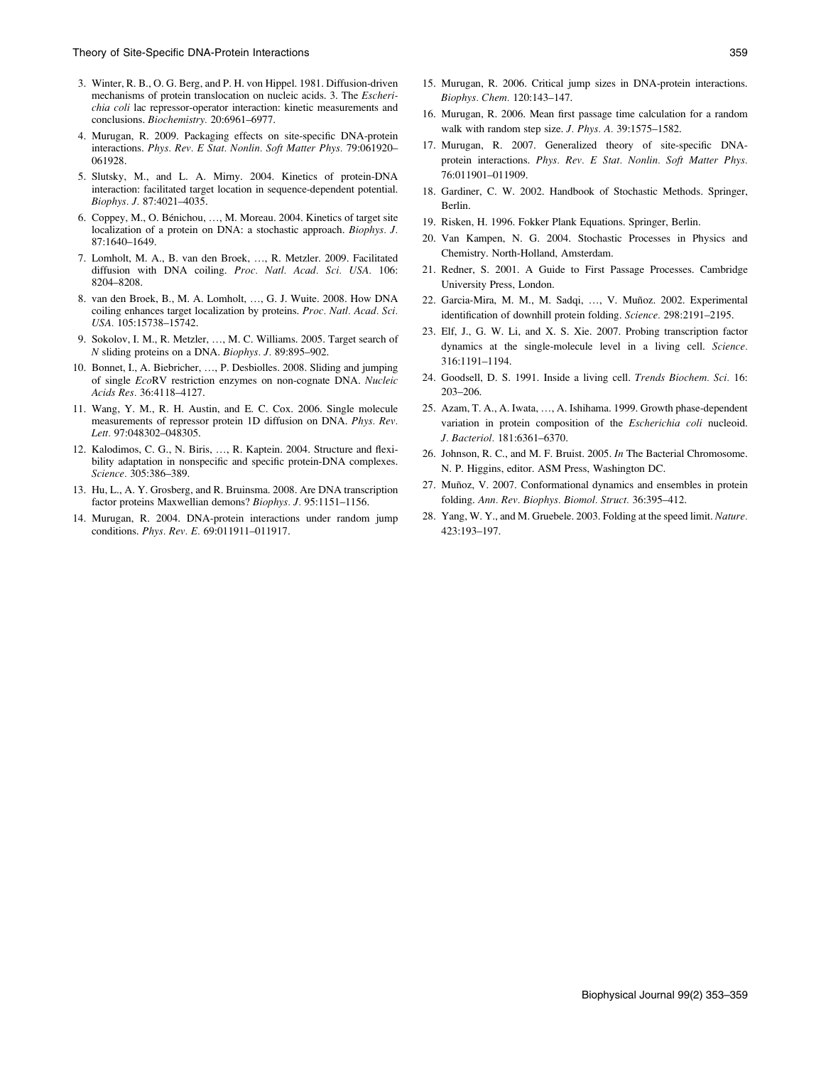3. Winter, R. B., O. G. Berg, and P. H. von Hippel. 1981. Diffusion-driven mechanisms of protein translocation on nucleic acids. 3. The *Escherichia coli* lac repressor-operator interaction: kinetic measurements and conclusions. *Biochemistry.* 20:6961–6977.
4. Murugan, R. 2009. Packaging effects on site-specific DNA-protein interactions. *Phys. Rev. E Stat. Nonlin. Soft Matter Phys.* 79:061920–061928.
5. Slutsky, M., and L. A. Mirny. 2004. Kinetics of protein-DNA interaction: facilitated target location in sequence-dependent potential. *Biophys. J.* 87:4021–4035.
6. Coppey, M., O. Bénichou, …, M. Moreau. 2004. Kinetics of target site localization of a protein on DNA: a stochastic approach. *Biophys. J.* 87:1640–1649.
7. Lomholt, M. A., B. van den Broek, …, R. Metzler. 2009. Facilitated diffusion with DNA coiling. *Proc. Natl. Acad. Sci. USA.* 106: 8204–8208.
8. van den Broek, B., M. A. Lomholt, …, G. J. Wuite. 2008. How DNA coiling enhances target localization by proteins. *Proc. Natl. Acad. Sci. USA.* 105:15738–15742.
9. Sokolov, I. M., R. Metzler, …, M. C. Williams. 2005. Target search of *N* sliding proteins on a DNA. *Biophys. J.* 89:895–902.
10. Bonnet, I., A. Biebricher, …, P. Desbiolles. 2008. Sliding and jumping of single *Eco*RV restriction enzymes on non-cognate DNA. *Nucleic Acids Res.* 36:4118–4127.
11. Wang, Y. M., R. H. Austin, and E. C. Cox. 2006. Single molecule measurements of repressor protein 1D diffusion on DNA. *Phys. Rev. Lett.* 97:048302–048305.
12. Kalodimos, C. G., N. Biris, …, R. Kaptein. 2004. Structure and flexibility adaptation in nonspecific and specific protein-DNA complexes. *Science.* 305:386–389.
13. Hu, L., A. Y. Grosberg, and R. Bruinsma. 2008. Are DNA transcription factor proteins Maxwellian demons? *Biophys. J.* 95:1151–1156.
14. Murugan, R. 2004. DNA-protein interactions under random jump conditions. *Phys. Rev. E.* 69:011911–011917.
15. Murugan, R. 2006. Critical jump sizes in DNA-protein interactions. *Biophys. Chem.* 120:143–147.
16. Murugan, R. 2006. Mean first passage time calculation for a random walk with random step size. *J. Phys. A.* 39:1575–1582.
17. Murugan, R. 2007. Generalized theory of site-specific DNA-protein interactions. *Phys. Rev. E Stat. Nonlin. Soft Matter Phys.* 76:011901–011909.
18. Gardiner, C. W. 2002. Handbook of Stochastic Methods. Springer, Berlin.
19. Risken, H. 1996. Fokker Plank Equations. Springer, Berlin.
20. Van Kampen, N. G. 2004. Stochastic Processes in Physics and Chemistry. North-Holland, Amsterdam.
21. Redner, S. 2001. A Guide to First Passage Processes. Cambridge University Press, London.
22. Garcia-Mira, M. M., M. Sadqi, …, V. Muñoz. 2002. Experimental identification of downhill protein folding. *Science.* 298:2191–2195.
23. Elf, J., G. W. Li, and X. S. Xie. 2007. Probing transcription factor dynamics at the single-molecule level in a living cell. *Science.* 316:1191–1194.
24. Goodsell, D. S. 1991. Inside a living cell. *Trends Biochem. Sci.* 16: 203–206.
25. Azam, T. A., A. Iwata, …, A. Ishihama. 1999. Growth phase-dependent variation in protein composition of the *Escherichia coli* nucleoid. *J. Bacteriol.* 181:6361–6370.
26. Johnson, R. C., and M. F. Bruist. 2005. *In* The Bacterial Chromosome. N. P. Higgins, editor. ASM Press, Washington DC.
27. Muñoz, V. 2007. Conformational dynamics and ensembles in protein folding. *Ann. Rev. Biophys. Biomol. Struct.* 36:395–412.
28. Yang, W. Y., and M. Gruebele. 2003. Folding at the speed limit. *Nature.* 423:193–197.